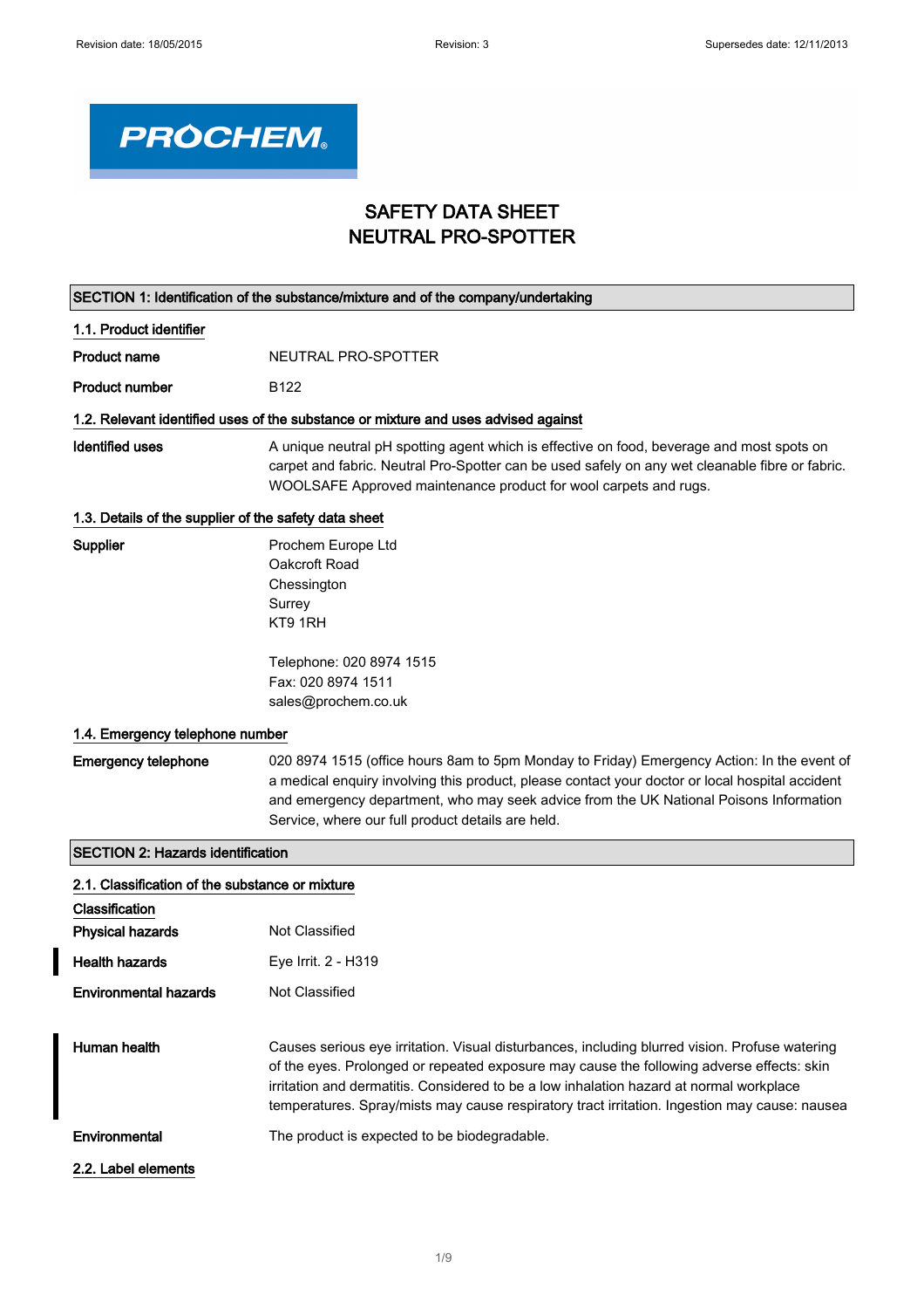Revision date: 18/05/2015 Revision: 3 Supersedes date: 12/11/2013

PROCHEM

# SAFETY DATA SHEET
# NEUTRAL PRO-SPOTTER

## SECTION 1: Identification of the substance/mixture and of the company/undertaking

### 1.1. Product identifier

**Product name** NEUTRAL PRO-SPOTTER

**Product number** B122

### 1.2. Relevant identified uses of the substance or mixture and uses advised against

**Identified uses** A unique neutral pH spotting agent which is effective on food, beverage and most spots on carpet and fabric. Neutral Pro-Spotter can be used safely on any wet cleanable fibre or fabric. WOOLSAFE Approved maintenance product for wool carpets and rugs.

### 1.3. Details of the supplier of the safety data sheet

**Supplier**

Prochem Europe Ltd
Oakcroft Road
Chessington
Surrey
KT9 1RH

Telephone: 020 8974 1515
Fax: 020 8974 1511
sales@prochem.co.uk

### 1.4. Emergency telephone number

**Emergency telephone** 020 8974 1515 (office hours 8am to 5pm Monday to Friday) Emergency Action: In the event of a medical enquiry involving this product, please contact your doctor or local hospital accident and emergency department, who may seek advice from the UK National Poisons Information Service, where our full product details are held.

## SECTION 2: Hazards identification

### 2.1. Classification of the substance or mixture

**Classification**

**Physical hazards** Not Classified

**Health hazards** Eye Irrit. 2 - H319

**Environmental hazards** Not Classified

**Human health** Causes serious eye irritation. Visual disturbances, including blurred vision. Profuse watering of the eyes. Prolonged or repeated exposure may cause the following adverse effects: skin irritation and dermatitis. Considered to be a low inhalation hazard at normal workplace temperatures. Spray/mists may cause respiratory tract irritation. Ingestion may cause: nausea

**Environmental** The product is expected to be biodegradable.

### 2.2. Label elements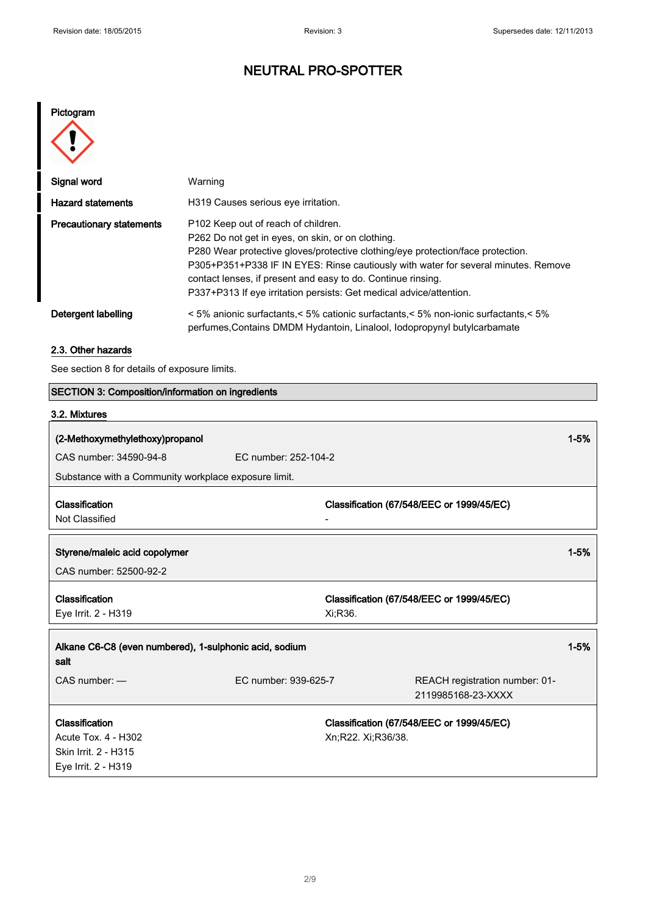# NEUTRAL PRO-SPOTTER

**Pictogram**

| | |
|---|---|
| **Signal word** | Warning |
| **Hazard statements** | H319 Causes serious eye irritation. |
| **Precautionary statements** | P102 Keep out of reach of children.<br>P262 Do not get in eyes, on skin, or on clothing.<br>P280 Wear protective gloves/protective clothing/eye protection/face protection.<br>P305+P351+P338 IF IN EYES: Rinse cautiously with water for several minutes. Remove contact lenses, if present and easy to do. Continue rinsing.<br>P337+P313 If eye irritation persists: Get medical advice/attention. |
| **Detergent labelling** | < 5% anionic surfactants,< 5% cationic surfactants,< 5% non-ionic surfactants,< 5% perfumes,Contains DMDM Hydantoin, Linalool, Iodopropynyl butylcarbamate |

## 2.3. Other hazards

See section 8 for details of exposure limits.

## SECTION 3: Composition/information on ingredients

### 3.2. Mixtures

**(2-Methoxymethylethoxy)propanol** — 1-5%

CAS number: 34590-94-8 | EC number: 252-104-2

Substance with a Community workplace exposure limit.

| Classification | Classification (67/548/EEC or 1999/45/EC) |
|---|---|
| Not Classified | - |

**Styrene/maleic acid copolymer** — 1-5%

CAS number: 52500-92-2

| Classification | Classification (67/548/EEC or 1999/45/EC) |
|---|---|
| Eye Irrit. 2 - H319 | Xi;R36. |

**Alkane C6-C8 (even numbered), 1-sulphonic acid, sodium salt** — 1-5%

CAS number: — | EC number: 939-625-7 | REACH registration number: 01-2119985168-23-XXXX

| Classification | Classification (67/548/EEC or 1999/45/EC) |
|---|---|
| Acute Tox. 4 - H302<br>Skin Irrit. 2 - H315<br>Eye Irrit. 2 - H319 | Xn;R22. Xi;R36/38. |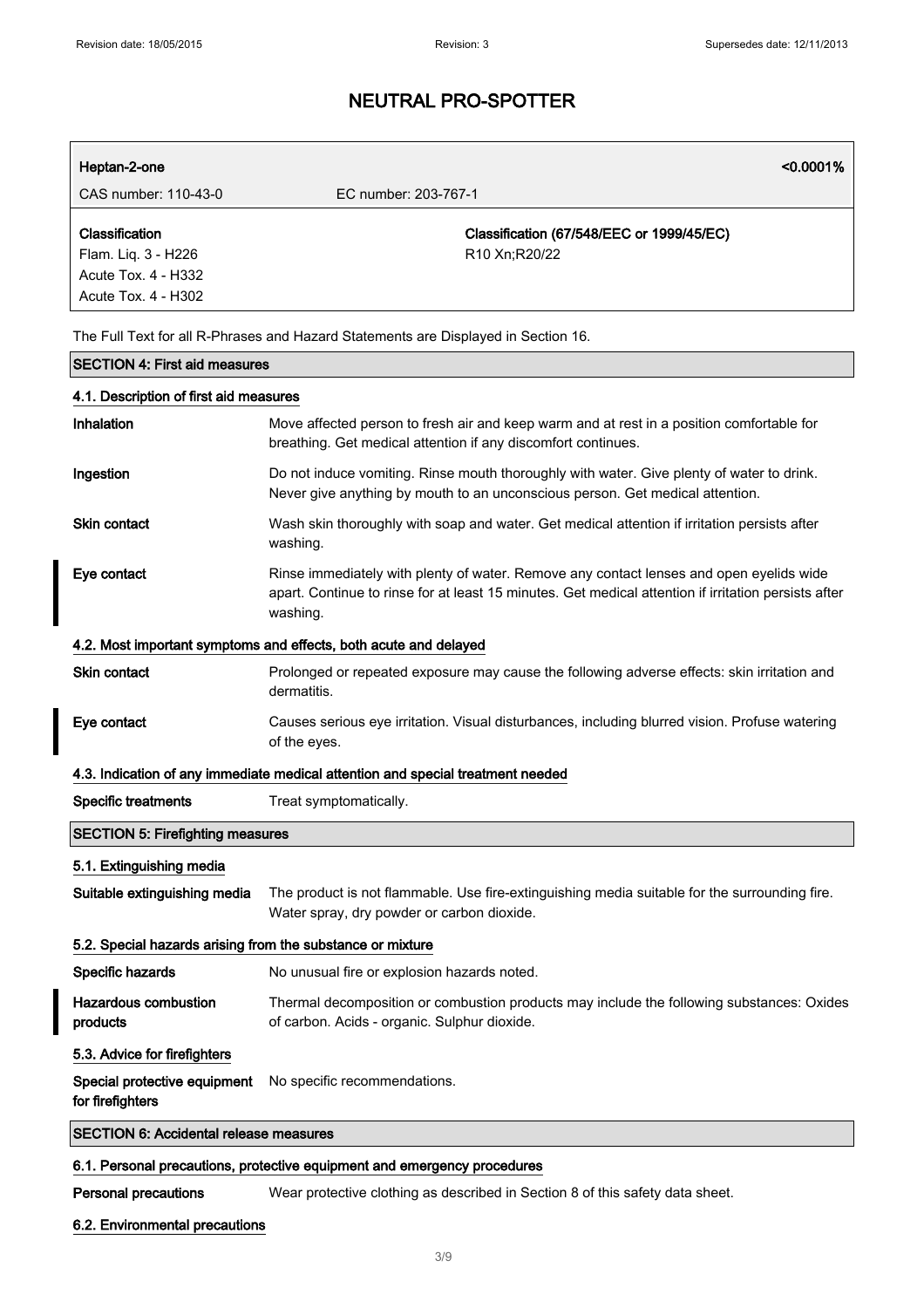# NEUTRAL PRO-SPOTTER

| **Heptan-2-one** | | **<0.0001%** |
|---|---|---|
| CAS number: 110-43-0 | EC number: 203-767-1 | |
| **Classification** | **Classification (67/548/EEC or 1999/45/EC)** | |
| Flam. Liq. 3 - H226 | R10 Xn;R20/22 | |
| Acute Tox. 4 - H332 | | |
| Acute Tox. 4 - H302 | | |

The Full Text for all R-Phrases and Hazard Statements are Displayed in Section 16.

## SECTION 4: First aid measures

### 4.1. Description of first aid measures

**Inhalation** Move affected person to fresh air and keep warm and at rest in a position comfortable for breathing. Get medical attention if any discomfort continues.

**Ingestion** Do not induce vomiting. Rinse mouth thoroughly with water. Give plenty of water to drink. Never give anything by mouth to an unconscious person. Get medical attention.

**Skin contact** Wash skin thoroughly with soap and water. Get medical attention if irritation persists after washing.

**Eye contact** Rinse immediately with plenty of water. Remove any contact lenses and open eyelids wide apart. Continue to rinse for at least 15 minutes. Get medical attention if irritation persists after washing.

### 4.2. Most important symptoms and effects, both acute and delayed

**Skin contact** Prolonged or repeated exposure may cause the following adverse effects: skin irritation and dermatitis.

**Eye contact** Causes serious eye irritation. Visual disturbances, including blurred vision. Profuse watering of the eyes.

### 4.3. Indication of any immediate medical attention and special treatment needed

**Specific treatments** Treat symptomatically.

## SECTION 5: Firefighting measures

### 5.1. Extinguishing media

**Suitable extinguishing media** The product is not flammable. Use fire-extinguishing media suitable for the surrounding fire. Water spray, dry powder or carbon dioxide.

### 5.2. Special hazards arising from the substance or mixture

**Specific hazards** No unusual fire or explosion hazards noted.

**Hazardous combustion products** Thermal decomposition or combustion products may include the following substances: Oxides of carbon. Acids - organic. Sulphur dioxide.

### 5.3. Advice for firefighters

**Special protective equipment for firefighters** No specific recommendations.

## SECTION 6: Accidental release measures

### 6.1. Personal precautions, protective equipment and emergency procedures

**Personal precautions** Wear protective clothing as described in Section 8 of this safety data sheet.

### 6.2. Environmental precautions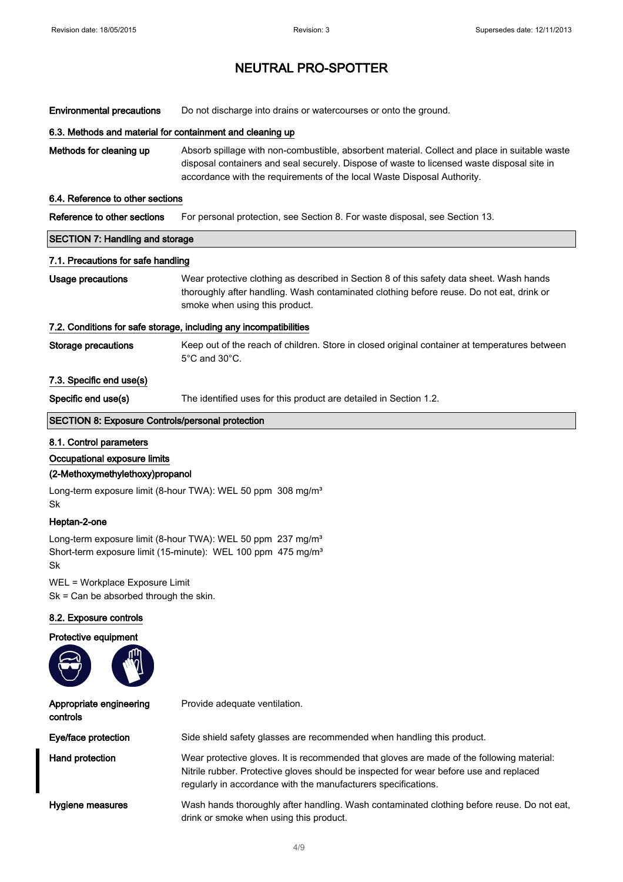**Environmental precautions** Do not discharge into drains or watercourses or onto the ground.

### 6.3. Methods and material for containment and cleaning up

**Methods for cleaning up** Absorb spillage with non-combustible, absorbent material. Collect and place in suitable waste disposal containers and seal securely. Dispose of waste to licensed waste disposal site in accordance with the requirements of the local Waste Disposal Authority.

### 6.4. Reference to other sections

**Reference to other sections** For personal protection, see Section 8. For waste disposal, see Section 13.

## SECTION 7: Handling and storage

### 7.1. Precautions for safe handling

**Usage precautions** Wear protective clothing as described in Section 8 of this safety data sheet. Wash hands thoroughly after handling. Wash contaminated clothing before reuse. Do not eat, drink or smoke when using this product.

### 7.2. Conditions for safe storage, including any incompatibilities

**Storage precautions** Keep out of the reach of children. Store in closed original container at temperatures between 5°C and 30°C.

### 7.3. Specific end use(s)

**Specific end use(s)** The identified uses for this product are detailed in Section 1.2.

## SECTION 8: Exposure Controls/personal protection

### 8.1. Control parameters

**Occupational exposure limits**

**(2-Methoxymethylethoxy)propanol**

Long-term exposure limit (8-hour TWA): WEL 50 ppm 308 mg/m³
Sk

**Heptan-2-one**

Long-term exposure limit (8-hour TWA): WEL 50 ppm 237 mg/m³
Short-term exposure limit (15-minute): WEL 100 ppm 475 mg/m³
Sk

WEL = Workplace Exposure Limit
Sk = Can be absorbed through the skin.

### 8.2. Exposure controls

**Protective equipment**

**Appropriate engineering controls** Provide adequate ventilation.

**Eye/face protection** Side shield safety glasses are recommended when handling this product.

**Hand protection** Wear protective gloves. It is recommended that gloves are made of the following material: Nitrile rubber. Protective gloves should be inspected for wear before use and replaced regularly in accordance with the manufacturers specifications.

**Hygiene measures** Wash hands thoroughly after handling. Wash contaminated clothing before reuse. Do not eat, drink or smoke when using this product.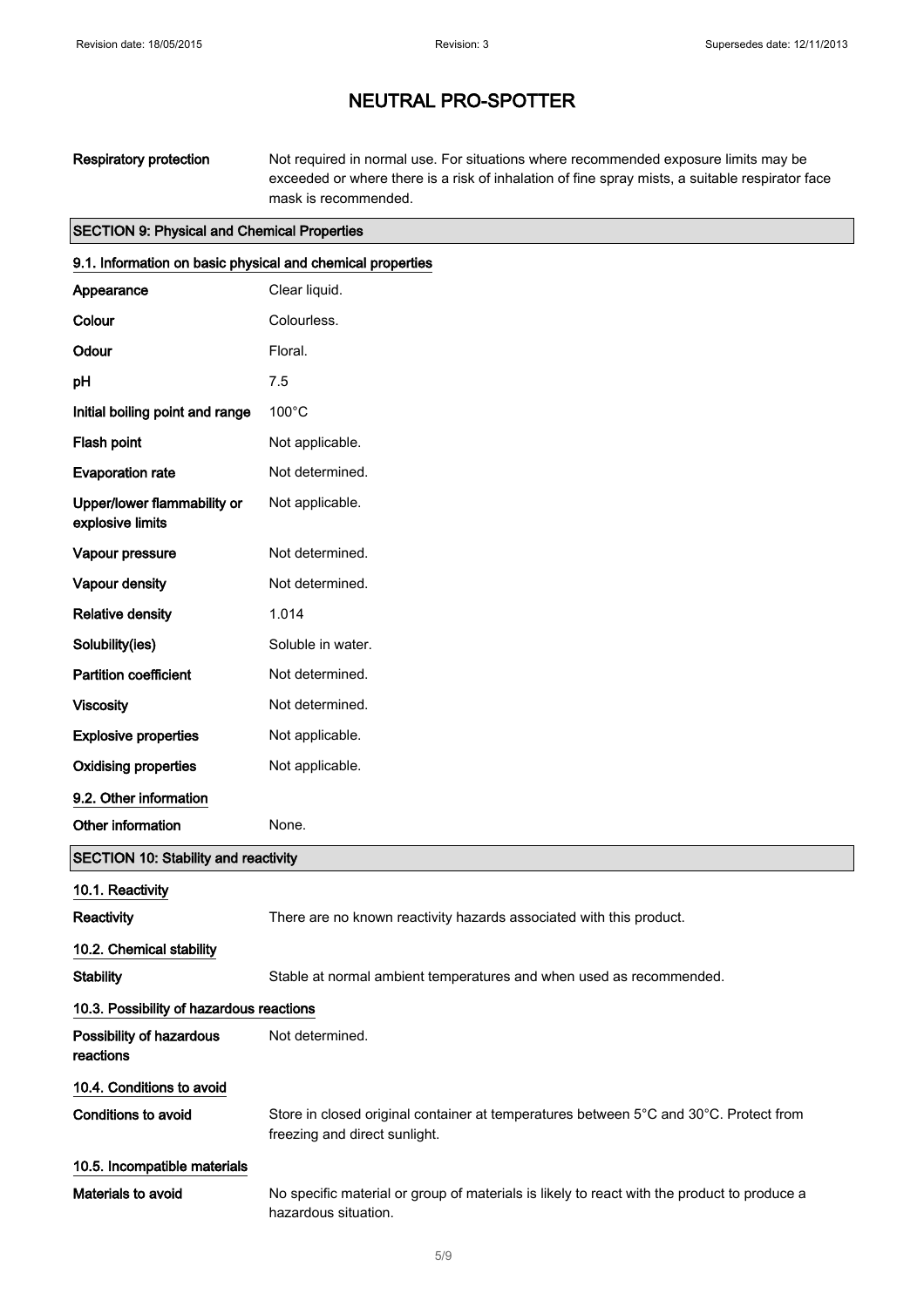# NEUTRAL PRO-SPOTTER

**Respiratory protection** Not required in normal use. For situations where recommended exposure limits may be exceeded or where there is a risk of inhalation of fine spray mists, a suitable respirator face mask is recommended.

## SECTION 9: Physical and Chemical Properties

### 9.1. Information on basic physical and chemical properties

| | |
|---|---|
| **Appearance** | Clear liquid. |
| **Colour** | Colourless. |
| **Odour** | Floral. |
| **pH** | 7.5 |
| **Initial boiling point and range** | 100°C |
| **Flash point** | Not applicable. |
| **Evaporation rate** | Not determined. |
| **Upper/lower flammability or explosive limits** | Not applicable. |
| **Vapour pressure** | Not determined. |
| **Vapour density** | Not determined. |
| **Relative density** | 1.014 |
| **Solubility(ies)** | Soluble in water. |
| **Partition coefficient** | Not determined. |
| **Viscosity** | Not determined. |
| **Explosive properties** | Not applicable. |
| **Oxidising properties** | Not applicable. |

### 9.2. Other information

**Other information** None.

## SECTION 10: Stability and reactivity

### 10.1. Reactivity

**Reactivity** There are no known reactivity hazards associated with this product.

### 10.2. Chemical stability

**Stability** Stable at normal ambient temperatures and when used as recommended.

### 10.3. Possibility of hazardous reactions

**Possibility of hazardous reactions** Not determined.

### 10.4. Conditions to avoid

**Conditions to avoid** Store in closed original container at temperatures between 5°C and 30°C. Protect from freezing and direct sunlight.

### 10.5. Incompatible materials

**Materials to avoid** No specific material or group of materials is likely to react with the product to produce a hazardous situation.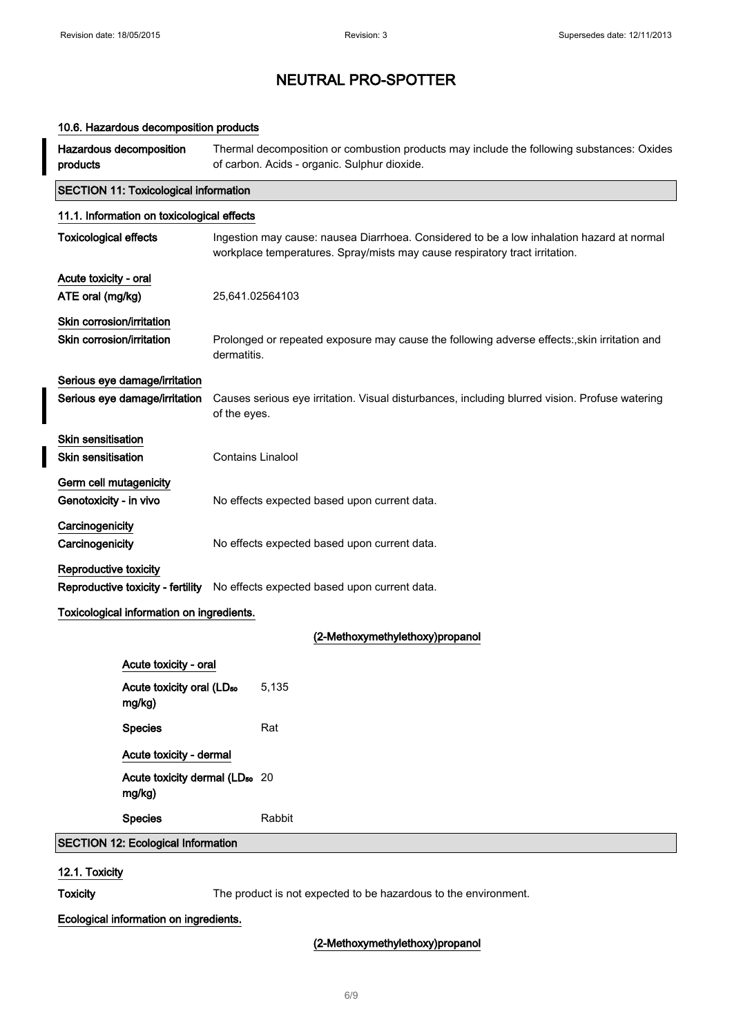### 10.6. Hazardous decomposition products

| | |
|---|---|
| **Hazardous decomposition products** | Thermal decomposition or combustion products may include the following substances: Oxides of carbon. Acids - organic. Sulphur dioxide. |

## SECTION 11: Toxicological information

### 11.1. Information on toxicological effects

| | |
|---|---|
| **Toxicological effects** | Ingestion may cause: nausea Diarrhoea. Considered to be a low inhalation hazard at normal workplace temperatures. Spray/mists may cause respiratory tract irritation. |

**Acute toxicity - oral**

| | |
|---|---|
| **ATE oral (mg/kg)** | 25,641.02564103 |

**Skin corrosion/irritation**

| | |
|---|---|
| **Skin corrosion/irritation** | Prolonged or repeated exposure may cause the following adverse effects:,skin irritation and dermatitis. |

**Serious eye damage/irritation**

| | |
|---|---|
| **Serious eye damage/irritation** | Causes serious eye irritation. Visual disturbances, including blurred vision. Profuse watering of the eyes. |

**Skin sensitisation**

| | |
|---|---|
| **Skin sensitisation** | Contains Linalool |

**Germ cell mutagenicity**

| | |
|---|---|
| **Genotoxicity - in vivo** | No effects expected based upon current data. |

**Carcinogenicity**

| | |
|---|---|
| **Carcinogenicity** | No effects expected based upon current data. |

**Reproductive toxicity**

| | |
|---|---|
| **Reproductive toxicity - fertility** | No effects expected based upon current data. |

**Toxicological information on ingredients.**

**(2-Methoxymethylethoxy)propanol**

**Acute toxicity - oral**

| | |
|---|---|
| **Acute toxicity oral ($LD_{50}$ mg/kg)** | 5,135 |
| **Species** | Rat |

**Acute toxicity - dermal**

| | |
|---|---|
| **Acute toxicity dermal ($LD_{50}$ mg/kg)** | 20 |
| **Species** | Rabbit |

## SECTION 12: Ecological Information

### 12.1. Toxicity

| | |
|---|---|
| **Toxicity** | The product is not expected to be hazardous to the environment. |

**Ecological information on ingredients.**

**(2-Methoxymethylethoxy)propanol**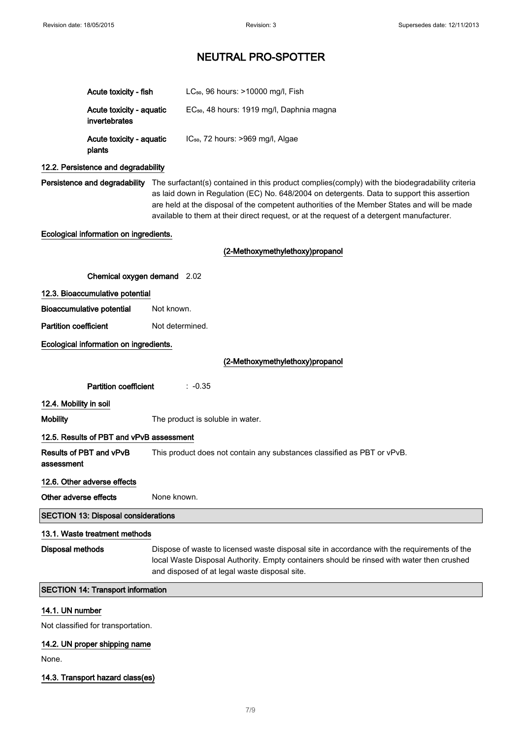# NEUTRAL PRO-SPOTTER

**Acute toxicity - fish** $LC_{50}$, 96 hours: >10000 mg/l, Fish

**Acute toxicity - aquatic invertebrates** $EC_{50}$, 48 hours: 1919 mg/l, Daphnia magna

**Acute toxicity - aquatic plants** $IC_{50}$, 72 hours: >969 mg/l, Algae

### 12.2. Persistence and degradability

**Persistence and degradability** The surfactant(s) contained in this product complies(comply) with the biodegradability criteria as laid down in Regulation (EC) No. 648/2004 on detergents. Data to support this assertion are held at the disposal of the competent authorities of the Member States and will be made available to them at their direct request, or at the request of a detergent manufacturer.

**Ecological information on ingredients.**

**(2-Methoxymethylethoxy)propanol**

**Chemical oxygen demand** 2.02

### 12.3. Bioaccumulative potential

**Bioaccumulative potential** Not known.

**Partition coefficient** Not determined.

**Ecological information on ingredients.**

**(2-Methoxymethylethoxy)propanol**

**Partition coefficient** : -0.35

### 12.4. Mobility in soil

**Mobility** The product is soluble in water.

### 12.5. Results of PBT and vPvB assessment

**Results of PBT and vPvB assessment** This product does not contain any substances classified as PBT or vPvB.

### 12.6. Other adverse effects

**Other adverse effects** None known.

## SECTION 13: Disposal considerations

### 13.1. Waste treatment methods

**Disposal methods** Dispose of waste to licensed waste disposal site in accordance with the requirements of the local Waste Disposal Authority. Empty containers should be rinsed with water then crushed and disposed of at legal waste disposal site.

## SECTION 14: Transport information

### 14.1. UN number

Not classified for transportation.

### 14.2. UN proper shipping name

None.

### 14.3. Transport hazard class(es)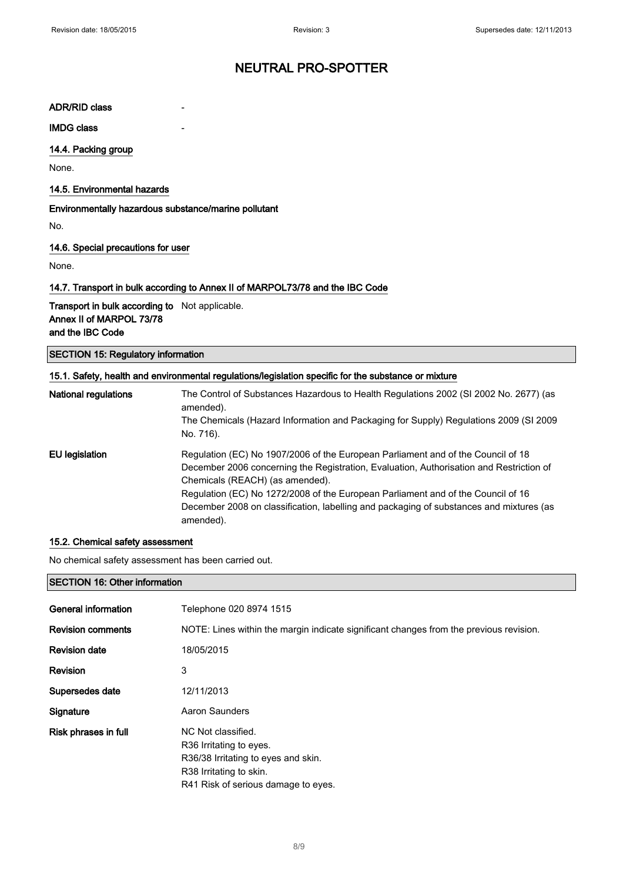ADR/RID class -

IMDG class -

### 14.4. Packing group

None.

### 14.5. Environmental hazards

**Environmentally hazardous substance/marine pollutant**

No.

### 14.6. Special precautions for user

None.

### 14.7. Transport in bulk according to Annex II of MARPOL73/78 and the IBC Code

**Transport in bulk according to Annex II of MARPOL 73/78 and the IBC Code** Not applicable.

## SECTION 15: Regulatory information

### 15.1. Safety, health and environmental regulations/legislation specific for the substance or mixture

**National regulations**

The Control of Substances Hazardous to Health Regulations 2002 (SI 2002 No. 2677) (as amended).
The Chemicals (Hazard Information and Packaging for Supply) Regulations 2009 (SI 2009 No. 716).

**EU legislation**

Regulation (EC) No 1907/2006 of the European Parliament and of the Council of 18 December 2006 concerning the Registration, Evaluation, Authorisation and Restriction of Chemicals (REACH) (as amended).
Regulation (EC) No 1272/2008 of the European Parliament and of the Council of 16 December 2008 on classification, labelling and packaging of substances and mixtures (as amended).

### 15.2. Chemical safety assessment

No chemical safety assessment has been carried out.

## SECTION 16: Other information

**General information** Telephone 020 8974 1515

**Revision comments** NOTE: Lines within the margin indicate significant changes from the previous revision.

**Revision date** 18/05/2015

**Revision** 3

**Supersedes date** 12/11/2013

**Signature** Aaron Saunders

**Risk phrases in full**

NC Not classified.
R36 Irritating to eyes.
R36/38 Irritating to eyes and skin.
R38 Irritating to skin.
R41 Risk of serious damage to eyes.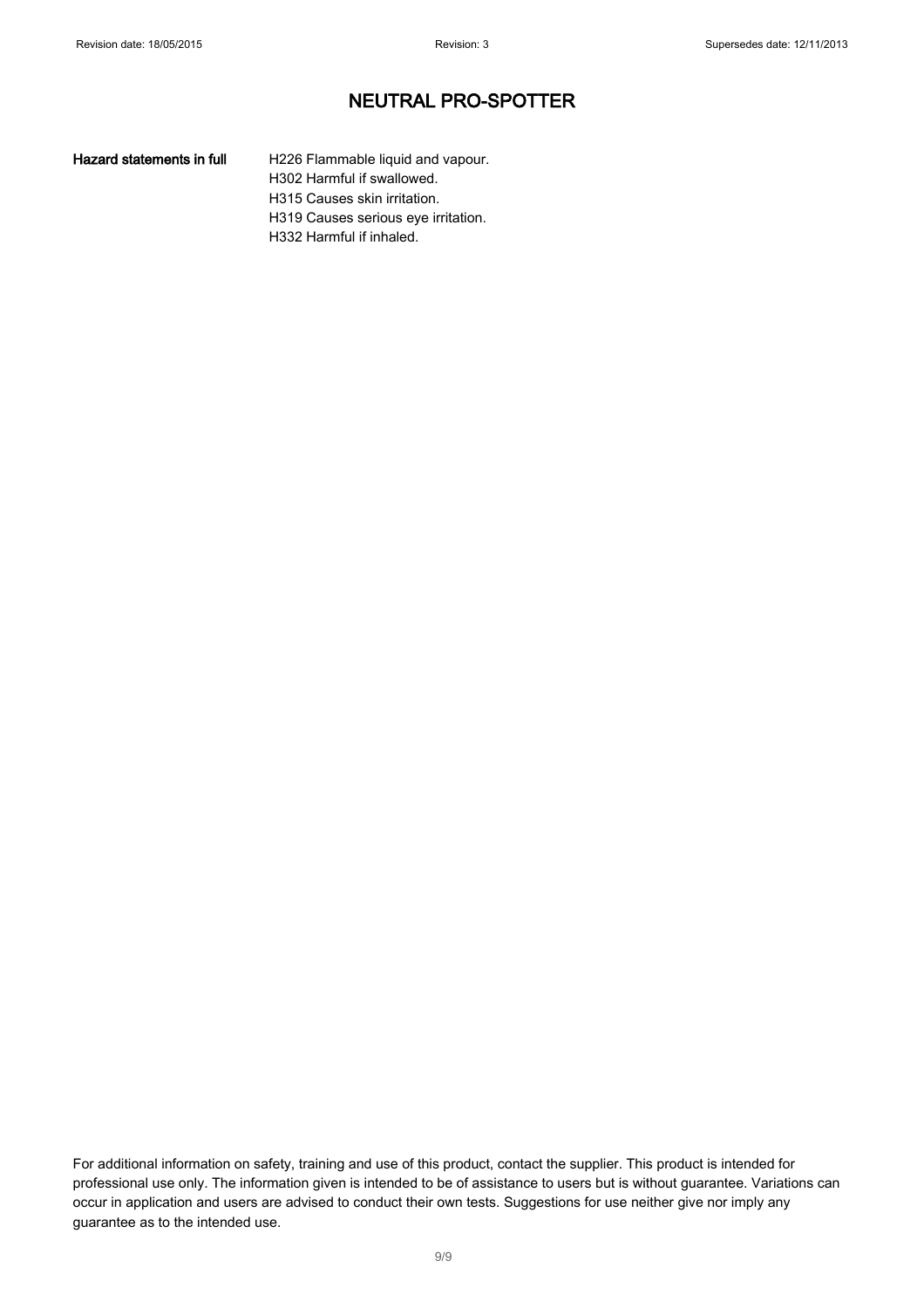**Hazard statements in full**

H226 Flammable liquid and vapour.
H302 Harmful if swallowed.
H315 Causes skin irritation.
H319 Causes serious eye irritation.
H332 Harmful if inhaled.

For additional information on safety, training and use of this product, contact the supplier. This product is intended for professional use only. The information given is intended to be of assistance to users but is without guarantee. Variations can occur in application and users are advised to conduct their own tests. Suggestions for use neither give nor imply any guarantee as to the intended use.